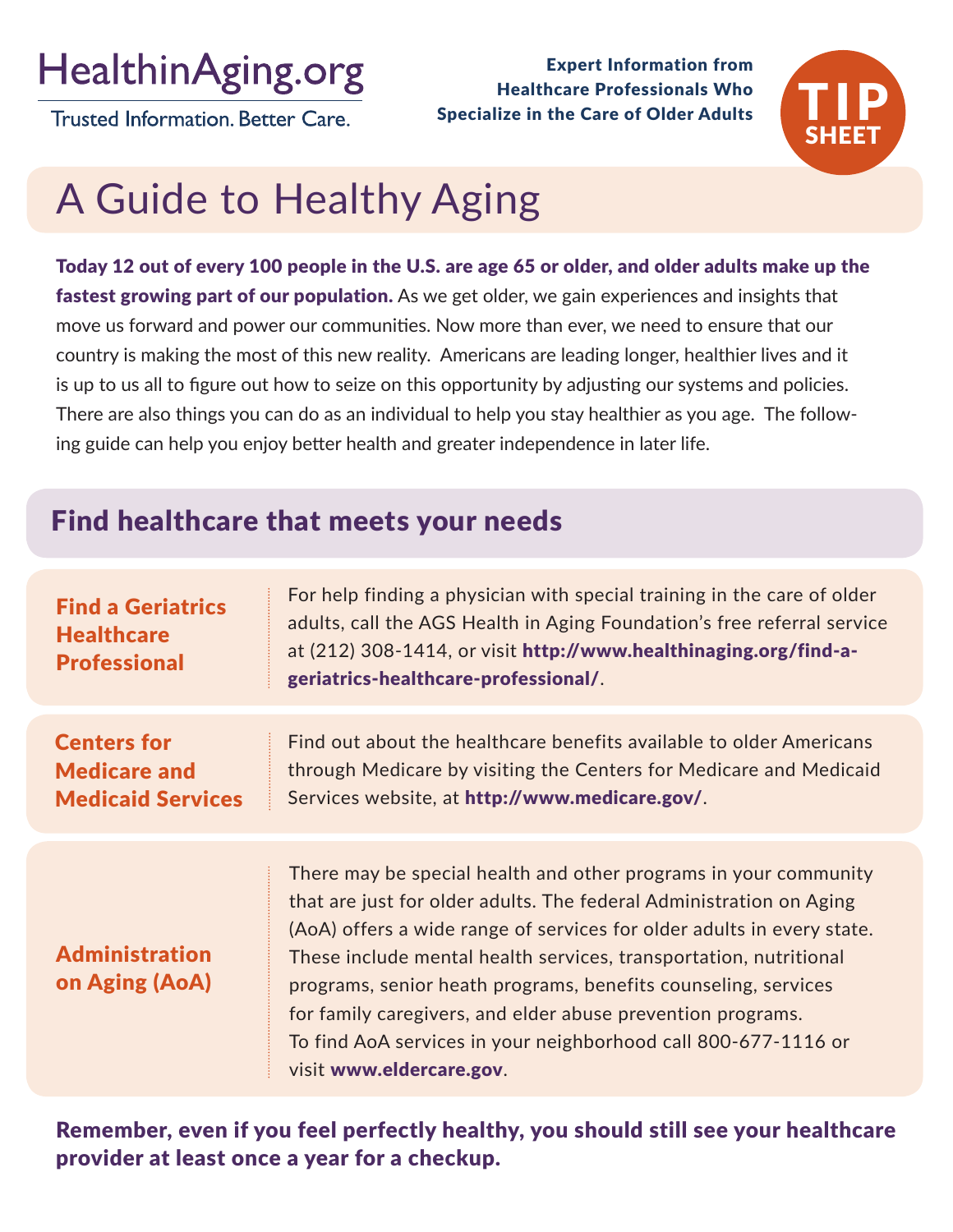HealthinAging.org

Trusted Information. Better Care.

**Expert Information from Healthcare Professionals Who Specialize in the Care of Older Adults**

TIP SHEET

# A Guide to Healthy Aging

**Today 12 out of every 100 people in the U.S. are age 65 or older, and older adults make up the fastest growing part of our population.** As we get older, we gain experiences and insights that move us forward and power our communities. Now more than ever, we need to ensure that our country is making the most of this new reality. Americans are leading longer, healthier lives and it is up to us all to figure out how to seize on this opportunity by adjusting our systems and policies. There are also things you can do as an individual to help you stay healthier as you age. The following guide can help you enjoy better health and greater independence in later life.

## Find healthcare that meets your needs

### Find a Geriatrics Healthcare Professional

For help finding a physician with special training in the care of older adults, call the AGS Health in Aging Foundation's free referral service at (212) 308-1414, or visit **http://www.healthinaging.org/find-a-geriatrics-healthcare-professional/**.

### Centers for Medicare and Medicaid Services

Find out about the healthcare benefits available to older Americans through Medicare by visiting the Centers for Medicare and Medicaid Services website, at **http://www.medicare.gov/**.

### Administration on Aging (AoA)

There may be special health and other programs in your community that are just for older adults. The federal Administration on Aging (AoA) offers a wide range of services for older adults in every state. These include mental health services, transportation, nutritional programs, senior heath programs, benefits counseling, services for family caregivers, and elder abuse prevention programs. To find AoA services in your neighborhood call 800-677-1116 or visit **www.eldercare.gov**.

**Remember, even if you feel perfectly healthy, you should still see your healthcare provider at least once a year for a checkup.**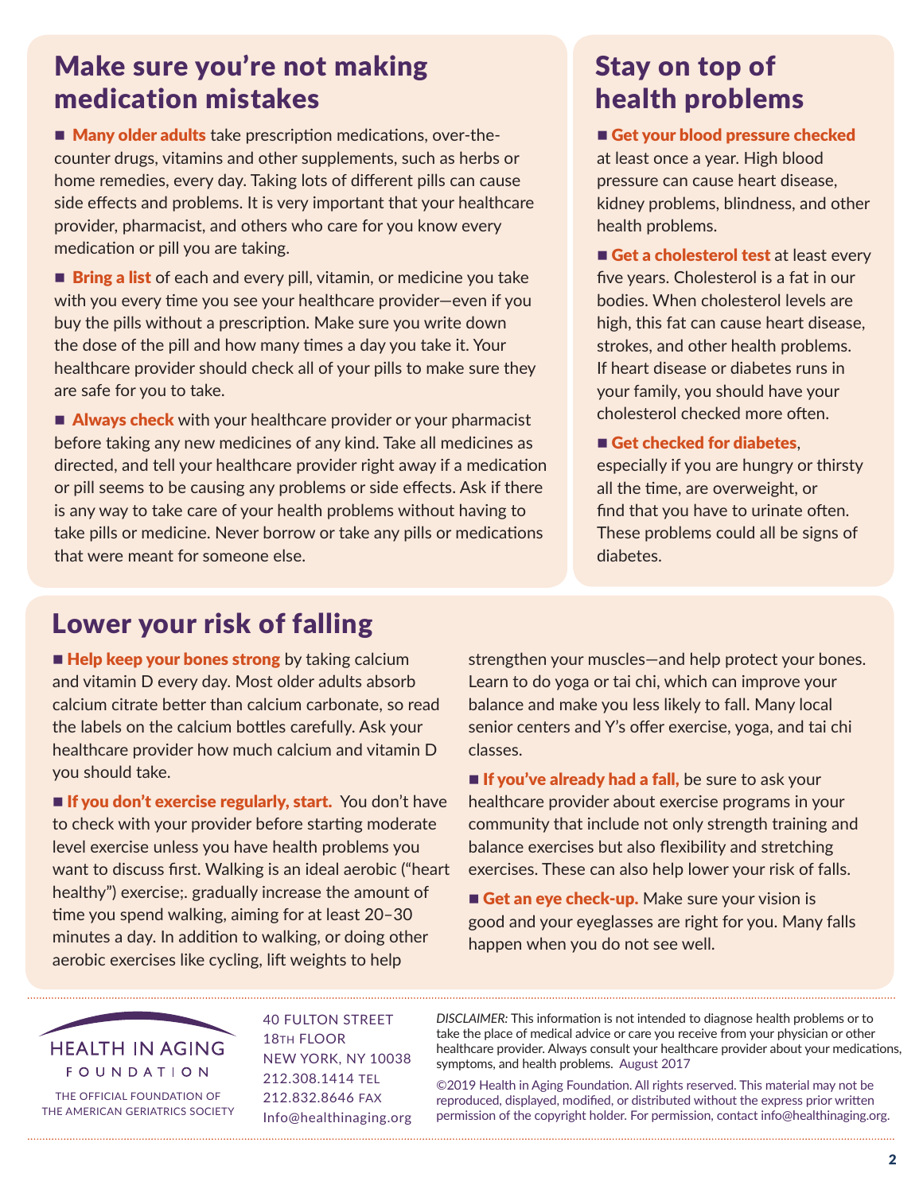## Make sure you're not making medication mistakes

- **Many older adults** take prescription medications, over-the-counter drugs, vitamins and other supplements, such as herbs or home remedies, every day. Taking lots of different pills can cause side effects and problems. It is very important that your healthcare provider, pharmacist, and others who care for you know every medication or pill you are taking.
- **Bring a list** of each and every pill, vitamin, or medicine you take with you every time you see your healthcare provider—even if you buy the pills without a prescription. Make sure you write down the dose of the pill and how many times a day you take it. Your healthcare provider should check all of your pills to make sure they are safe for you to take.
- **Always check** with your healthcare provider or your pharmacist before taking any new medicines of any kind. Take all medicines as directed, and tell your healthcare provider right away if a medication or pill seems to be causing any problems or side effects. Ask if there is any way to take care of your health problems without having to take pills or medicine. Never borrow or take any pills or medications that were meant for someone else.

## Stay on top of health problems

- **Get your blood pressure checked** at least once a year. High blood pressure can cause heart disease, kidney problems, blindness, and other health problems.
- **Get a cholesterol test** at least every five years. Cholesterol is a fat in our bodies. When cholesterol levels are high, this fat can cause heart disease, strokes, and other health problems. If heart disease or diabetes runs in your family, you should have your cholesterol checked more often.
- **Get checked for diabetes**, especially if you are hungry or thirsty all the time, are overweight, or find that you have to urinate often. These problems could all be signs of diabetes.

## Lower your risk of falling

- **Help keep your bones strong** by taking calcium and vitamin D every day. Most older adults absorb calcium citrate better than calcium carbonate, so read the labels on the calcium bottles carefully. Ask your healthcare provider how much calcium and vitamin D you should take.
- **If you don't exercise regularly, start.** You don't have to check with your provider before starting moderate level exercise unless you have health problems you want to discuss first. Walking is an ideal aerobic ("heart healthy") exercise;. gradually increase the amount of time you spend walking, aiming for at least 20–30 minutes a day. In addition to walking, or doing other aerobic exercises like cycling, lift weights to help strengthen your muscles—and help protect your bones. Learn to do yoga or tai chi, which can improve your balance and make you less likely to fall. Many local senior centers and Y's offer exercise, yoga, and tai chi classes.
- **If you've already had a fall,** be sure to ask your healthcare provider about exercise programs in your community that include not only strength training and balance exercises but also flexibility and stretching exercises. These can also help lower your risk of falls.
- **Get an eye check-up.** Make sure your vision is good and your eyeglasses are right for you. Many falls happen when you do not see well.

---

HEALTH IN AGING FOUNDATION
THE OFFICIAL FOUNDATION OF THE AMERICAN GERIATRICS SOCIETY

40 FULTON STREET
18TH FLOOR
NEW YORK, NY 10038
212.308.1414 TEL
212.832.8646 FAX
Info@healthinaging.org

*DISCLAIMER:* This information is not intended to diagnose health problems or to take the place of medical advice or care you receive from your physician or other healthcare provider. Always consult your healthcare provider about your medications, symptoms, and health problems. August 2017

©2019 Health in Aging Foundation. All rights reserved. This material may not be reproduced, displayed, modified, or distributed without the express prior written permission of the copyright holder. For permission, contact info@healthinaging.org.